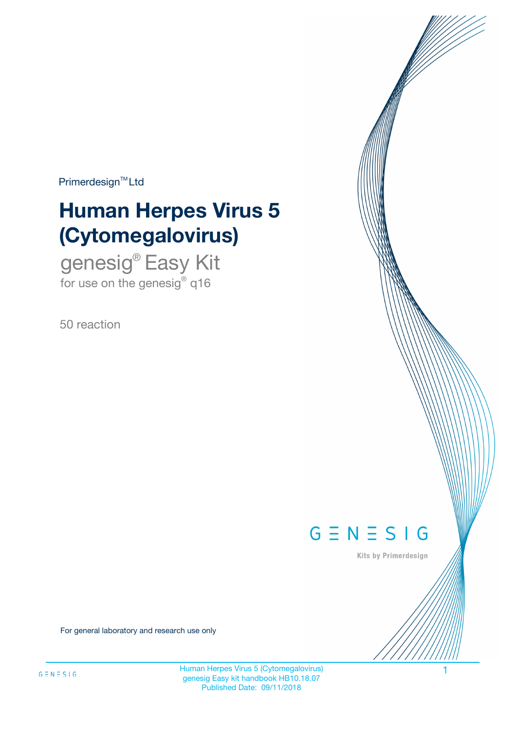Primerdesign™ Ltd

# Human Herpes Virus 5 (Cytomegalovirus)

## genesig® Easy Kit

for use on the genesig® q16

50 reaction

GENESIG

Kits by Primerdesign

For general laboratory and research use only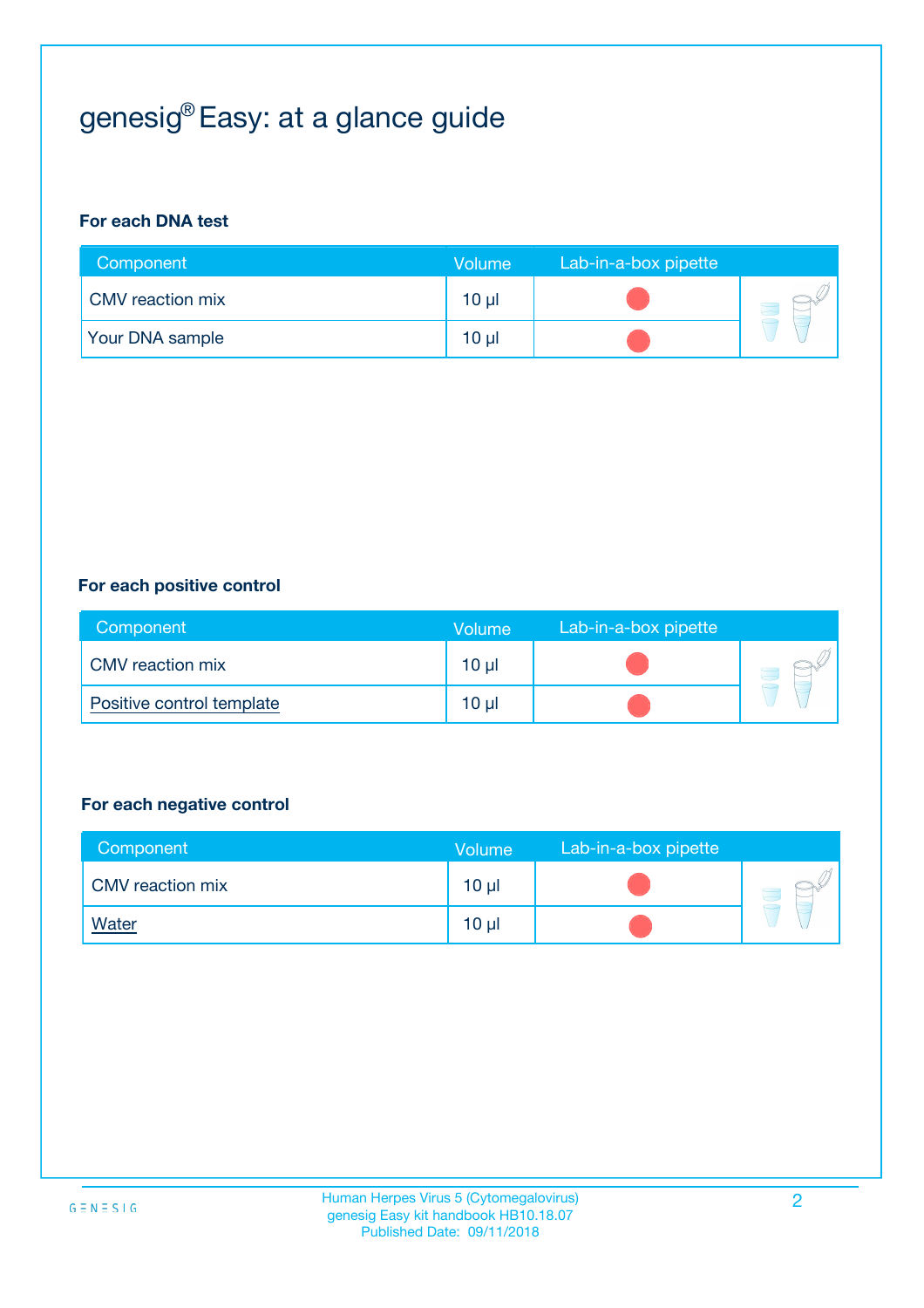# genesig® Easy: at a glance guide

**For each DNA test**

| Component | Volume | Lab-in-a-box pipette |
|---|---|---|
| CMV reaction mix | 10 µl | |
| Your DNA sample | 10 µl | |

**For each positive control**

| Component | Volume | Lab-in-a-box pipette |
|---|---|---|
| CMV reaction mix | 10 µl | |
| Positive control template | 10 µl | |

**For each negative control**

| Component | Volume | Lab-in-a-box pipette |
|---|---|---|
| CMV reaction mix | 10 µl | |
| Water | 10 µl | |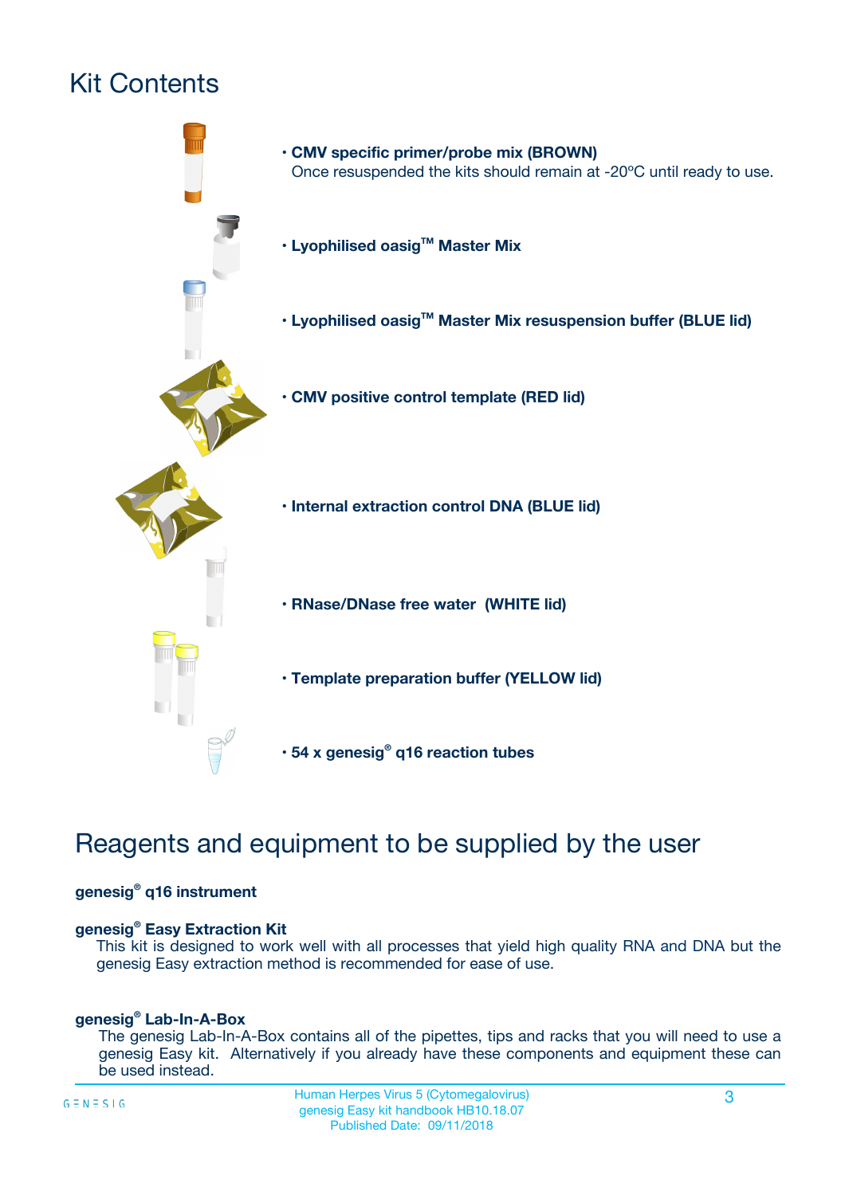# Kit Contents

- **CMV specific primer/probe mix (BROWN)**
  Once resuspended the kits should remain at -20ºC until ready to use.
- **Lyophilised oasig™ Master Mix**
- **Lyophilised oasig™ Master Mix resuspension buffer (BLUE lid)**
- **CMV positive control template (RED lid)**
- **Internal extraction control DNA (BLUE lid)**
- **RNase/DNase free water (WHITE lid)**
- **Template preparation buffer (YELLOW lid)**
- **54 x genesig® q16 reaction tubes**

# Reagents and equipment to be supplied by the user

**genesig® q16 instrument**

**genesig® Easy Extraction Kit**

This kit is designed to work well with all processes that yield high quality RNA and DNA but the genesig Easy extraction method is recommended for ease of use.

**genesig® Lab-In-A-Box**

The genesig Lab-In-A-Box contains all of the pipettes, tips and racks that you will need to use a genesig Easy kit. Alternatively if you already have these components and equipment these can be used instead.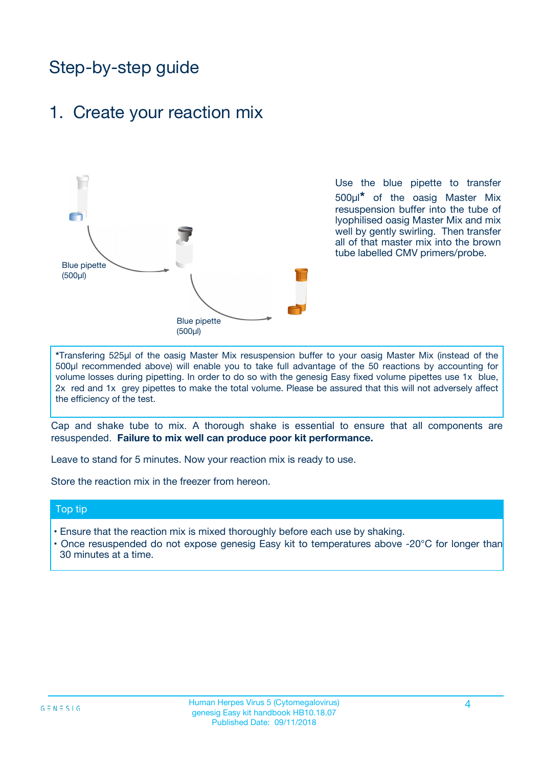# Step-by-step guide

## 1. Create your reaction mix

Blue pipette (500µl)

Blue pipette (500µl)

Use the blue pipette to transfer 500µl* of the oasig Master Mix resuspension buffer into the tube of lyophilised oasig Master Mix and mix well by gently swirling. Then transfer all of that master mix into the brown tube labelled CMV primers/probe.

*Transfering 525µl of the oasig Master Mix resuspension buffer to your oasig Master Mix (instead of the 500µl recommended above) will enable you to take full advantage of the 50 reactions by accounting for volume losses during pipetting. In order to do so with the genesig Easy fixed volume pipettes use 1x blue, 2x red and 1x grey pipettes to make the total volume. Please be assured that this will not adversely affect the efficiency of the test.

Cap and shake tube to mix. A thorough shake is essential to ensure that all components are resuspended. **Failure to mix well can produce poor kit performance.**

Leave to stand for 5 minutes. Now your reaction mix is ready to use.

Store the reaction mix in the freezer from hereon.

### Top tip

- Ensure that the reaction mix is mixed thoroughly before each use by shaking.
- Once resuspended do not expose genesig Easy kit to temperatures above -20°C for longer than 30 minutes at a time.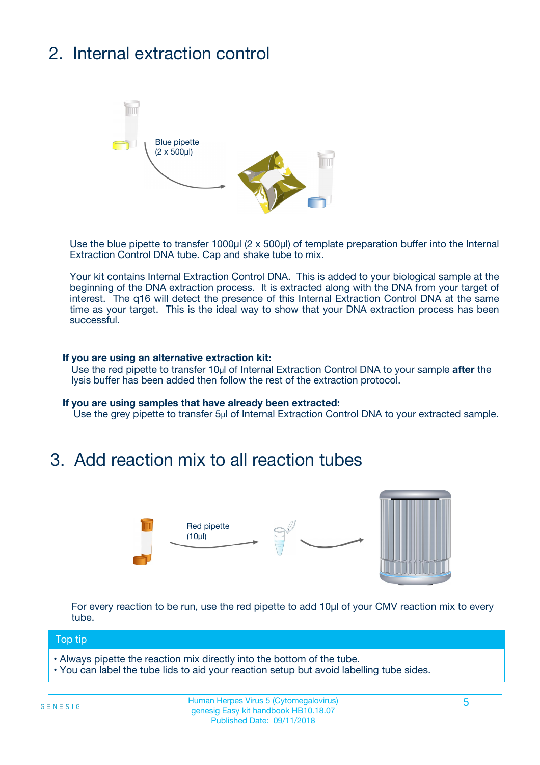## 2. Internal extraction control

Blue pipette
(2 x 500µl)

Use the blue pipette to transfer 1000µl (2 x 500µl) of template preparation buffer into the Internal Extraction Control DNA tube. Cap and shake tube to mix.

Your kit contains Internal Extraction Control DNA. This is added to your biological sample at the beginning of the DNA extraction process. It is extracted along with the DNA from your target of interest. The q16 will detect the presence of this Internal Extraction Control DNA at the same time as your target. This is the ideal way to show that your DNA extraction process has been successful.

**If you are using an alternative extraction kit:**
Use the red pipette to transfer 10µl of Internal Extraction Control DNA to your sample **after** the lysis buffer has been added then follow the rest of the extraction protocol.

**If you are using samples that have already been extracted:**
Use the grey pipette to transfer 5µl of Internal Extraction Control DNA to your extracted sample.

## 3. Add reaction mix to all reaction tubes

Red pipette
(10µl)

For every reaction to be run, use the red pipette to add 10µl of your CMV reaction mix to every tube.

**Top tip**

- Always pipette the reaction mix directly into the bottom of the tube.
- You can label the tube lids to aid your reaction setup but avoid labelling tube sides.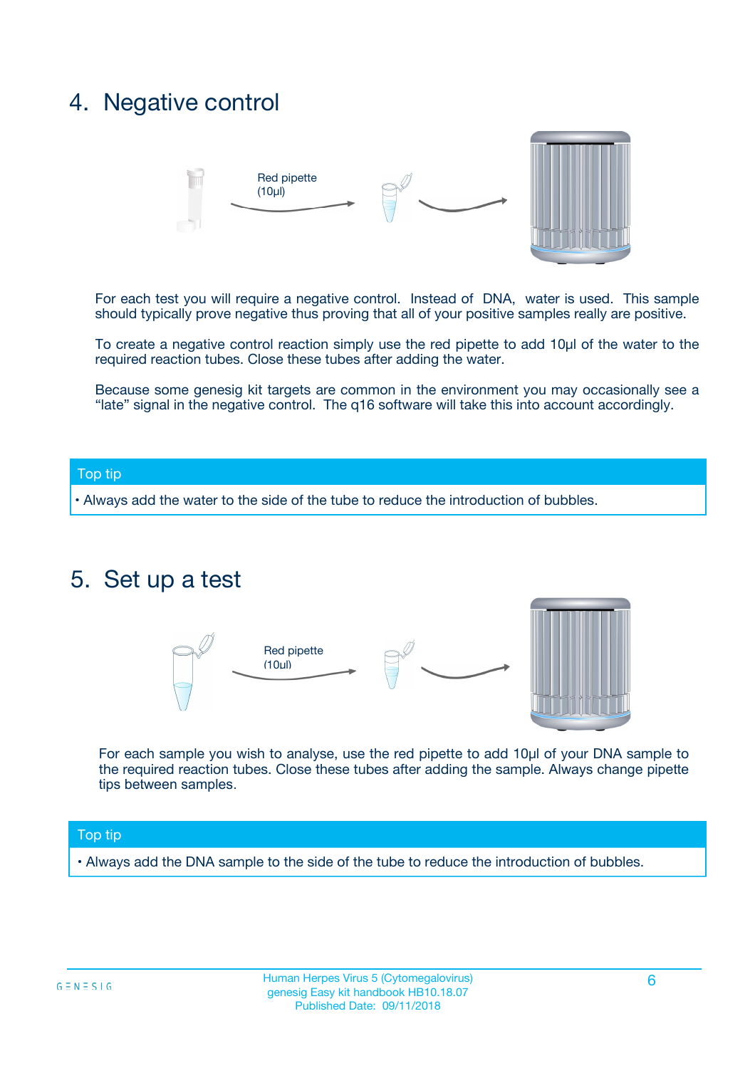## 4. Negative control

Red pipette (10µl)

For each test you will require a negative control. Instead of DNA, water is used. This sample should typically prove negative thus proving that all of your positive samples really are positive.

To create a negative control reaction simply use the red pipette to add 10µl of the water to the required reaction tubes. Close these tubes after adding the water.

Because some genesig kit targets are common in the environment you may occasionally see a "late" signal in the negative control. The q16 software will take this into account accordingly.

**Top tip**

- Always add the water to the side of the tube to reduce the introduction of bubbles.

## 5. Set up a test

Red pipette (10µl)

For each sample you wish to analyse, use the red pipette to add 10µl of your DNA sample to the required reaction tubes. Close these tubes after adding the sample. Always change pipette tips between samples.

**Top tip**

- Always add the DNA sample to the side of the tube to reduce the introduction of bubbles.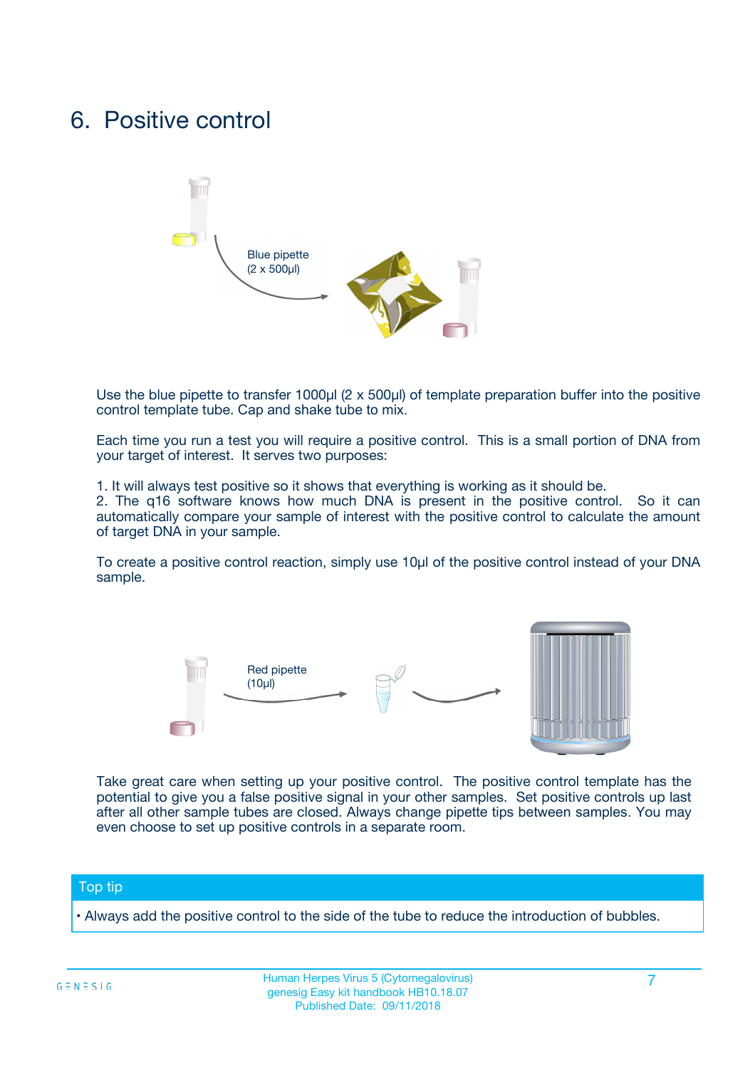# 6. Positive control

Blue pipette
(2 x 500µl)

Use the blue pipette to transfer 1000µl (2 x 500µl) of template preparation buffer into the positive control template tube. Cap and shake tube to mix.

Each time you run a test you will require a positive control. This is a small portion of DNA from your target of interest. It serves two purposes:

1. It will always test positive so it shows that everything is working as it should be.
2. The q16 software knows how much DNA is present in the positive control. So it can automatically compare your sample of interest with the positive control to calculate the amount of target DNA in your sample.

To create a positive control reaction, simply use 10µl of the positive control instead of your DNA sample.

Red pipette
(10µl)

Take great care when setting up your positive control. The positive control template has the potential to give you a false positive signal in your other samples. Set positive controls up last after all other sample tubes are closed. Always change pipette tips between samples. You may even choose to set up positive controls in a separate room.

## Top tip

- Always add the positive control to the side of the tube to reduce the introduction of bubbles.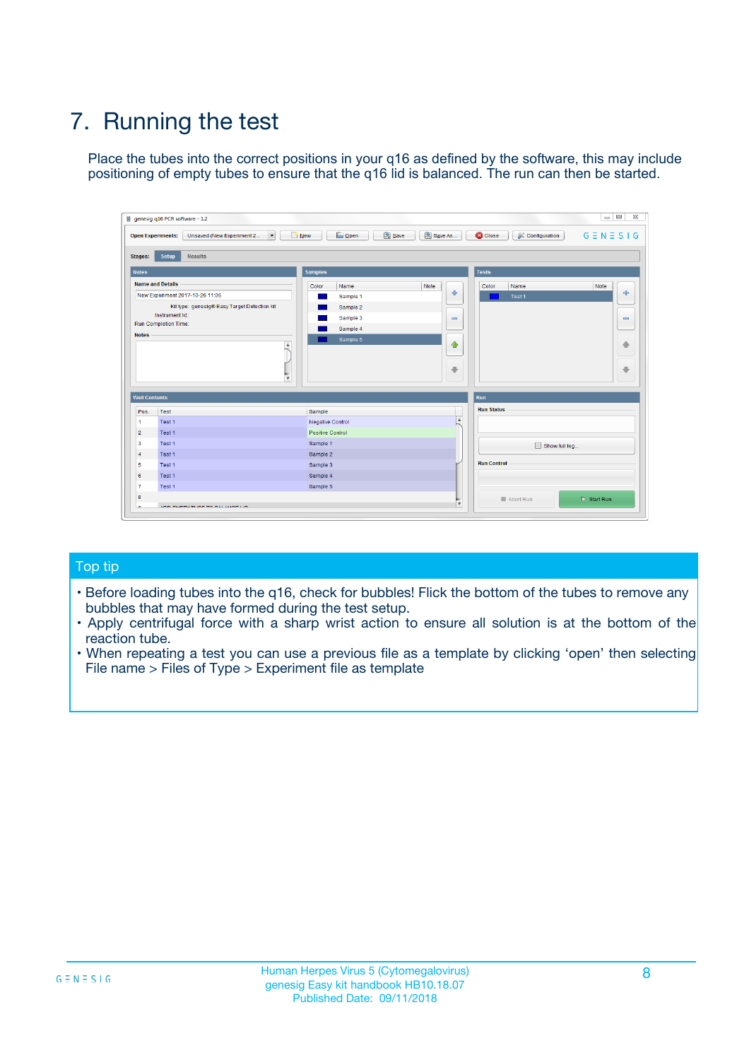# 7. Running the test

Place the tubes into the correct positions in your q16 as defined by the software, this may include positioning of empty tubes to ensure that the q16 lid is balanced. The run can then be started.

## Top tip

- Before loading tubes into the q16, check for bubbles! Flick the bottom of the tubes to remove any bubbles that may have formed during the test setup.
- Apply centrifugal force with a sharp wrist action to ensure all solution is at the bottom of the reaction tube.
- When repeating a test you can use a previous file as a template by clicking ‘open’ then selecting File name > Files of Type > Experiment file as template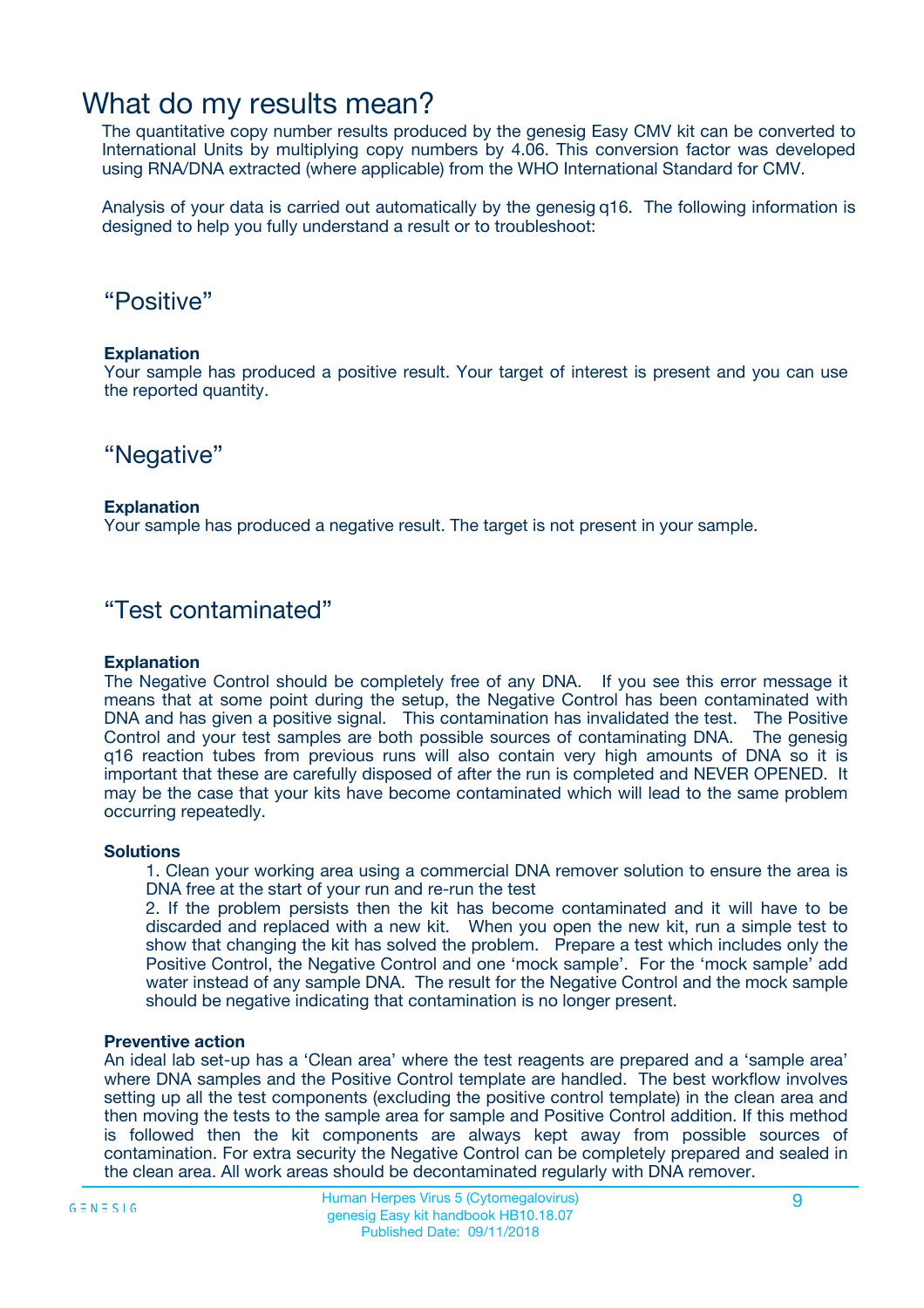# What do my results mean?

The quantitative copy number results produced by the genesig Easy CMV kit can be converted to International Units by multiplying copy numbers by 4.06. This conversion factor was developed using RNA/DNA extracted (where applicable) from the WHO International Standard for CMV.

Analysis of your data is carried out automatically by the genesig q16. The following information is designed to help you fully understand a result or to troubleshoot:

## “Positive”

**Explanation**

Your sample has produced a positive result. Your target of interest is present and you can use the reported quantity.

## “Negative”

**Explanation**

Your sample has produced a negative result. The target is not present in your sample.

## “Test contaminated”

**Explanation**

The Negative Control should be completely free of any DNA. If you see this error message it means that at some point during the setup, the Negative Control has been contaminated with DNA and has given a positive signal. This contamination has invalidated the test. The Positive Control and your test samples are both possible sources of contaminating DNA. The genesig q16 reaction tubes from previous runs will also contain very high amounts of DNA so it is important that these are carefully disposed of after the run is completed and NEVER OPENED. It may be the case that your kits have become contaminated which will lead to the same problem occurring repeatedly.

**Solutions**

1. Clean your working area using a commercial DNA remover solution to ensure the area is DNA free at the start of your run and re-run the test
2. If the problem persists then the kit has become contaminated and it will have to be discarded and replaced with a new kit. When you open the new kit, run a simple test to show that changing the kit has solved the problem. Prepare a test which includes only the Positive Control, the Negative Control and one ‘mock sample’. For the ‘mock sample’ add water instead of any sample DNA. The result for the Negative Control and the mock sample should be negative indicating that contamination is no longer present.

**Preventive action**

An ideal lab set-up has a ‘Clean area’ where the test reagents are prepared and a ‘sample area’ where DNA samples and the Positive Control template are handled. The best workflow involves setting up all the test components (excluding the positive control template) in the clean area and then moving the tests to the sample area for sample and Positive Control addition. If this method is followed then the kit components are always kept away from possible sources of contamination. For extra security the Negative Control can be completely prepared and sealed in the clean area. All work areas should be decontaminated regularly with DNA remover.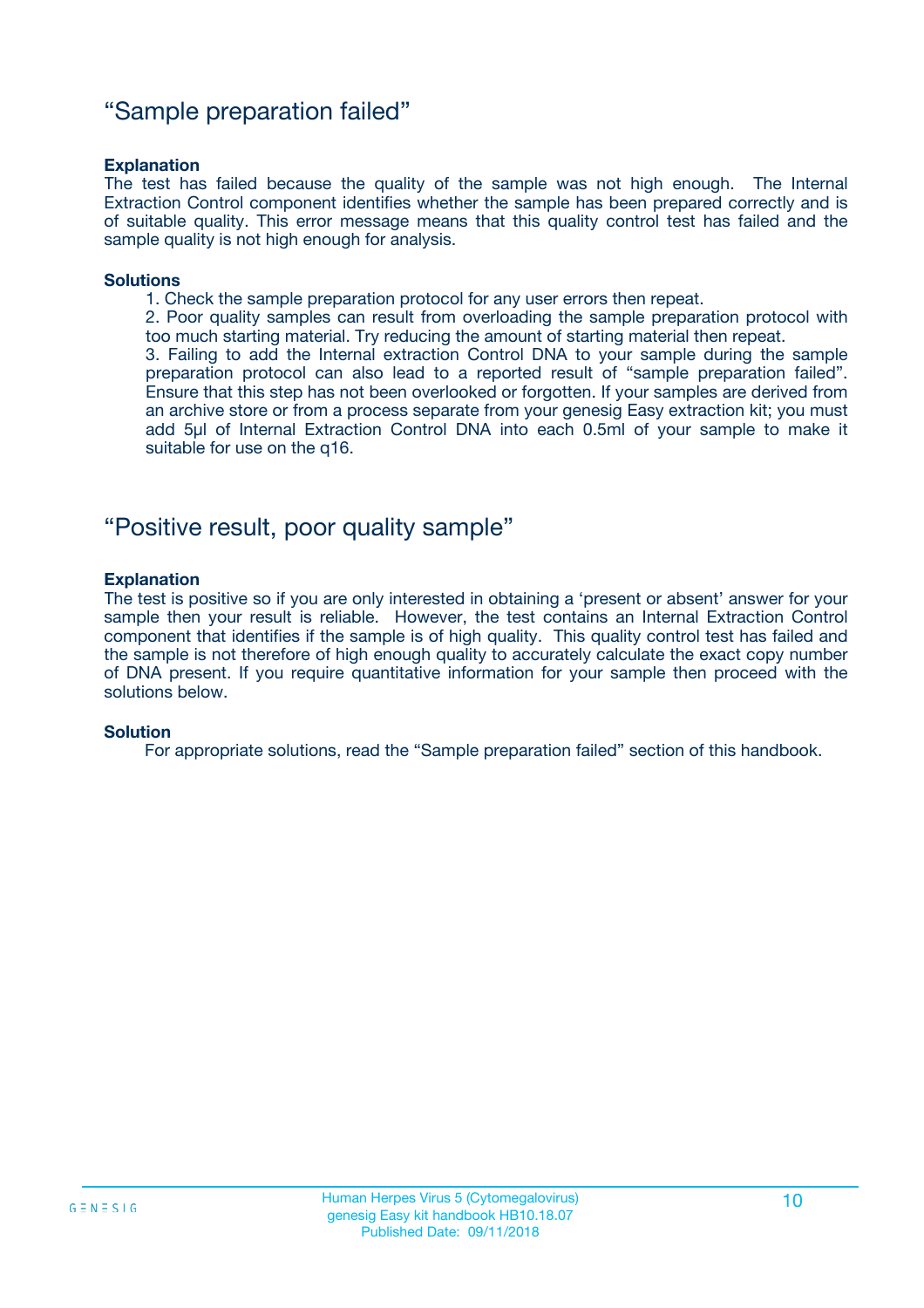## “Sample preparation failed”

**Explanation**

The test has failed because the quality of the sample was not high enough. The Internal Extraction Control component identifies whether the sample has been prepared correctly and is of suitable quality. This error message means that this quality control test has failed and the sample quality is not high enough for analysis.

**Solutions**

1. Check the sample preparation protocol for any user errors then repeat.
2. Poor quality samples can result from overloading the sample preparation protocol with too much starting material. Try reducing the amount of starting material then repeat.
3. Failing to add the Internal extraction Control DNA to your sample during the sample preparation protocol can also lead to a reported result of “sample preparation failed”. Ensure that this step has not been overlooked or forgotten. If your samples are derived from an archive store or from a process separate from your genesig Easy extraction kit; you must add 5µl of Internal Extraction Control DNA into each 0.5ml of your sample to make it suitable for use on the q16.

## “Positive result, poor quality sample”

**Explanation**

The test is positive so if you are only interested in obtaining a ‘present or absent’ answer for your sample then your result is reliable. However, the test contains an Internal Extraction Control component that identifies if the sample is of high quality. This quality control test has failed and the sample is not therefore of high enough quality to accurately calculate the exact copy number of DNA present. If you require quantitative information for your sample then proceed with the solutions below.

**Solution**

For appropriate solutions, read the “Sample preparation failed” section of this handbook.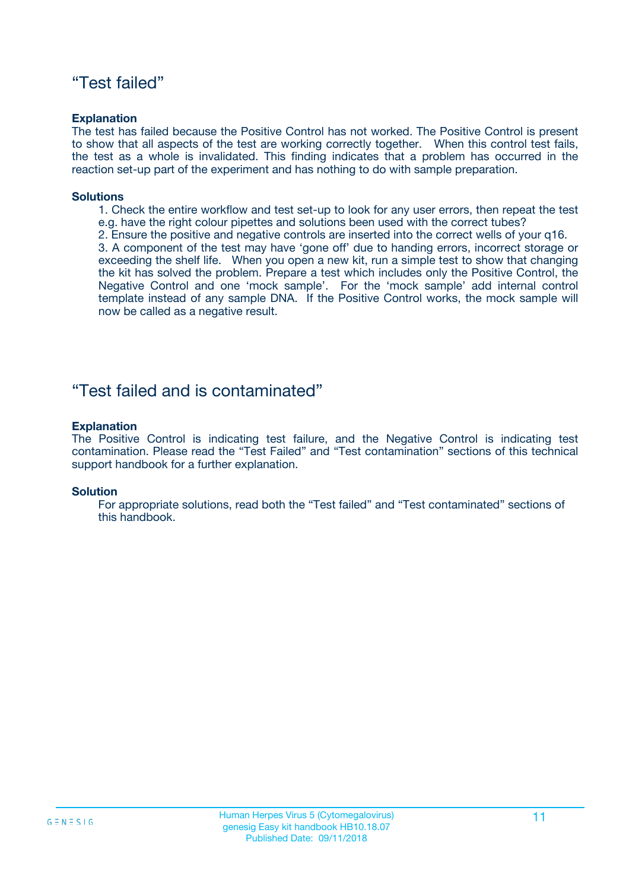## "Test failed"

**Explanation**

The test has failed because the Positive Control has not worked. The Positive Control is present to show that all aspects of the test are working correctly together. When this control test fails, the test as a whole is invalidated. This finding indicates that a problem has occurred in the reaction set-up part of the experiment and has nothing to do with sample preparation.

**Solutions**

1. Check the entire workflow and test set-up to look for any user errors, then repeat the test e.g. have the right colour pipettes and solutions been used with the correct tubes?
2. Ensure the positive and negative controls are inserted into the correct wells of your q16.
3. A component of the test may have 'gone off' due to handing errors, incorrect storage or exceeding the shelf life. When you open a new kit, run a simple test to show that changing the kit has solved the problem. Prepare a test which includes only the Positive Control, the Negative Control and one 'mock sample'. For the 'mock sample' add internal control template instead of any sample DNA. If the Positive Control works, the mock sample will now be called as a negative result.

## "Test failed and is contaminated"

**Explanation**

The Positive Control is indicating test failure, and the Negative Control is indicating test contamination. Please read the "Test Failed" and "Test contamination" sections of this technical support handbook for a further explanation.

**Solution**

For appropriate solutions, read both the "Test failed" and "Test contaminated" sections of this handbook.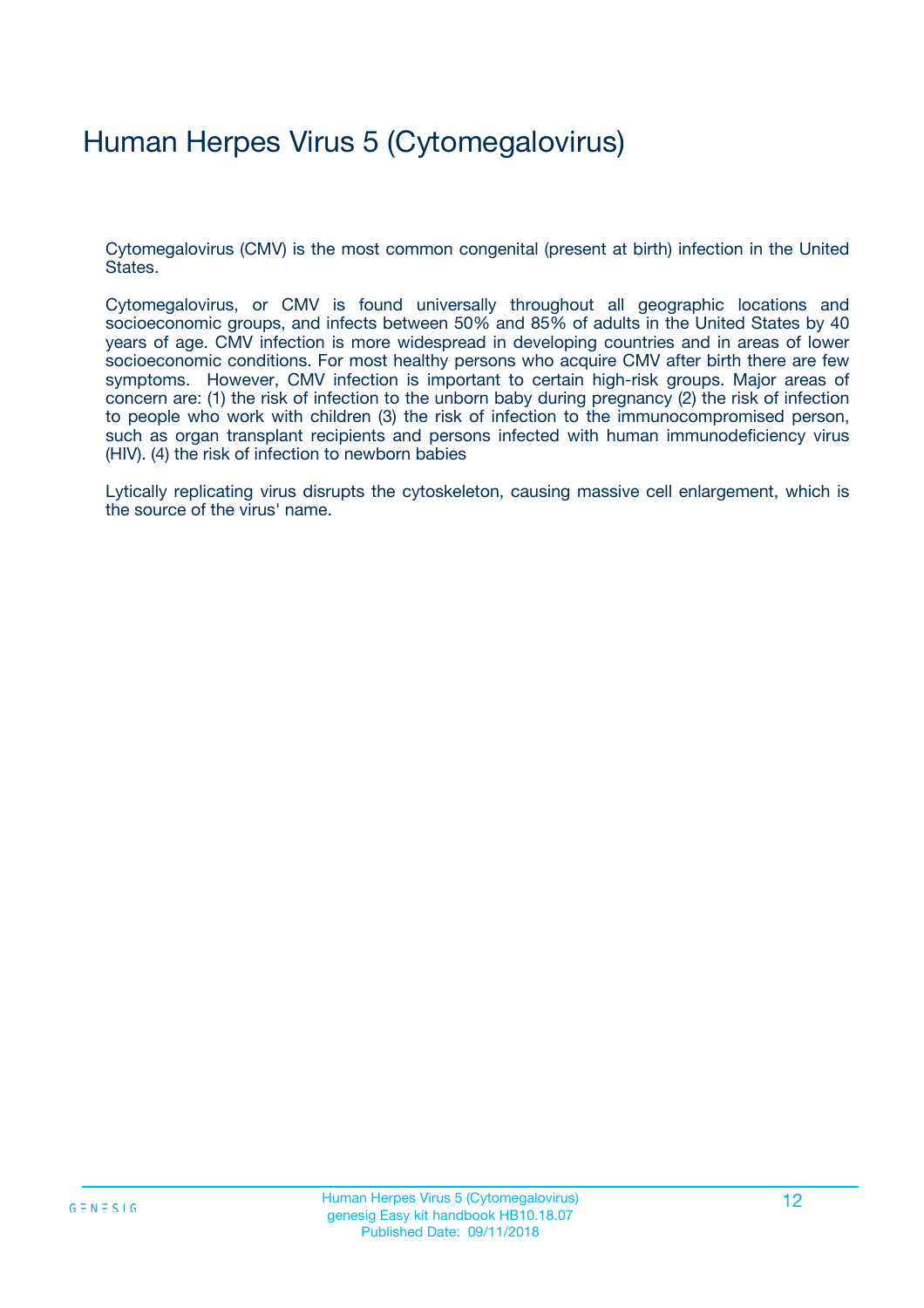# Human Herpes Virus 5 (Cytomegalovirus)

Cytomegalovirus (CMV) is the most common congenital (present at birth) infection in the United States.

Cytomegalovirus, or CMV is found universally throughout all geographic locations and socioeconomic groups, and infects between 50% and 85% of adults in the United States by 40 years of age. CMV infection is more widespread in developing countries and in areas of lower socioeconomic conditions. For most healthy persons who acquire CMV after birth there are few symptoms. However, CMV infection is important to certain high-risk groups. Major areas of concern are: (1) the risk of infection to the unborn baby during pregnancy (2) the risk of infection to people who work with children (3) the risk of infection to the immunocompromised person, such as organ transplant recipients and persons infected with human immunodeficiency virus (HIV). (4) the risk of infection to newborn babies

Lytically replicating virus disrupts the cytoskeleton, causing massive cell enlargement, which is the source of the virus' name.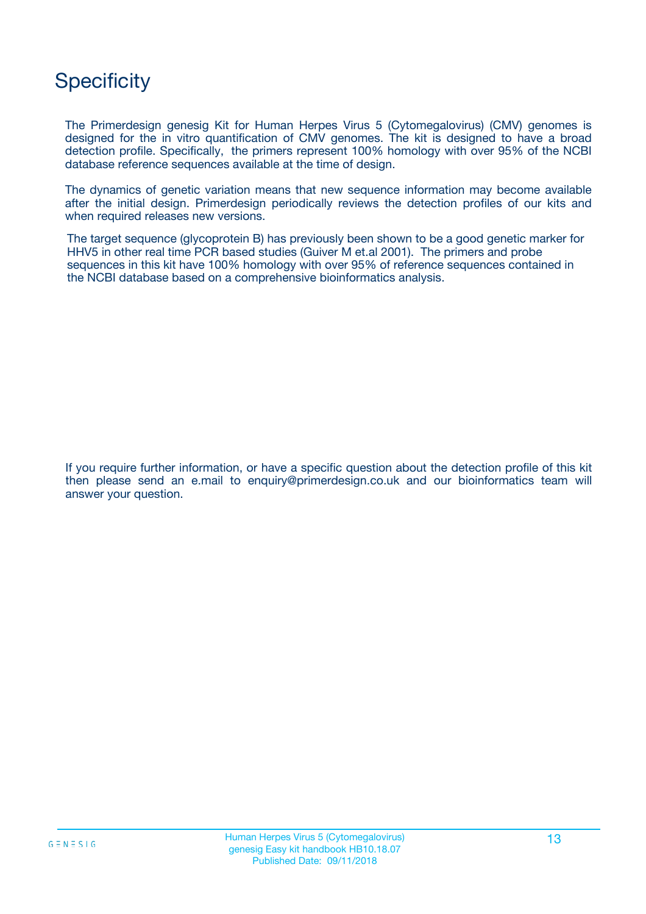# Specificity

The Primerdesign genesig Kit for Human Herpes Virus 5 (Cytomegalovirus) (CMV) genomes is designed for the in vitro quantification of CMV genomes. The kit is designed to have a broad detection profile. Specifically, the primers represent 100% homology with over 95% of the NCBI database reference sequences available at the time of design.

The dynamics of genetic variation means that new sequence information may become available after the initial design. Primerdesign periodically reviews the detection profiles of our kits and when required releases new versions.

The target sequence (glycoprotein B) has previously been shown to be a good genetic marker for HHV5 in other real time PCR based studies (Guiver M et.al 2001). The primers and probe sequences in this kit have 100% homology with over 95% of reference sequences contained in the NCBI database based on a comprehensive bioinformatics analysis.

If you require further information, or have a specific question about the detection profile of this kit then please send an e.mail to enquiry@primerdesign.co.uk and our bioinformatics team will answer your question.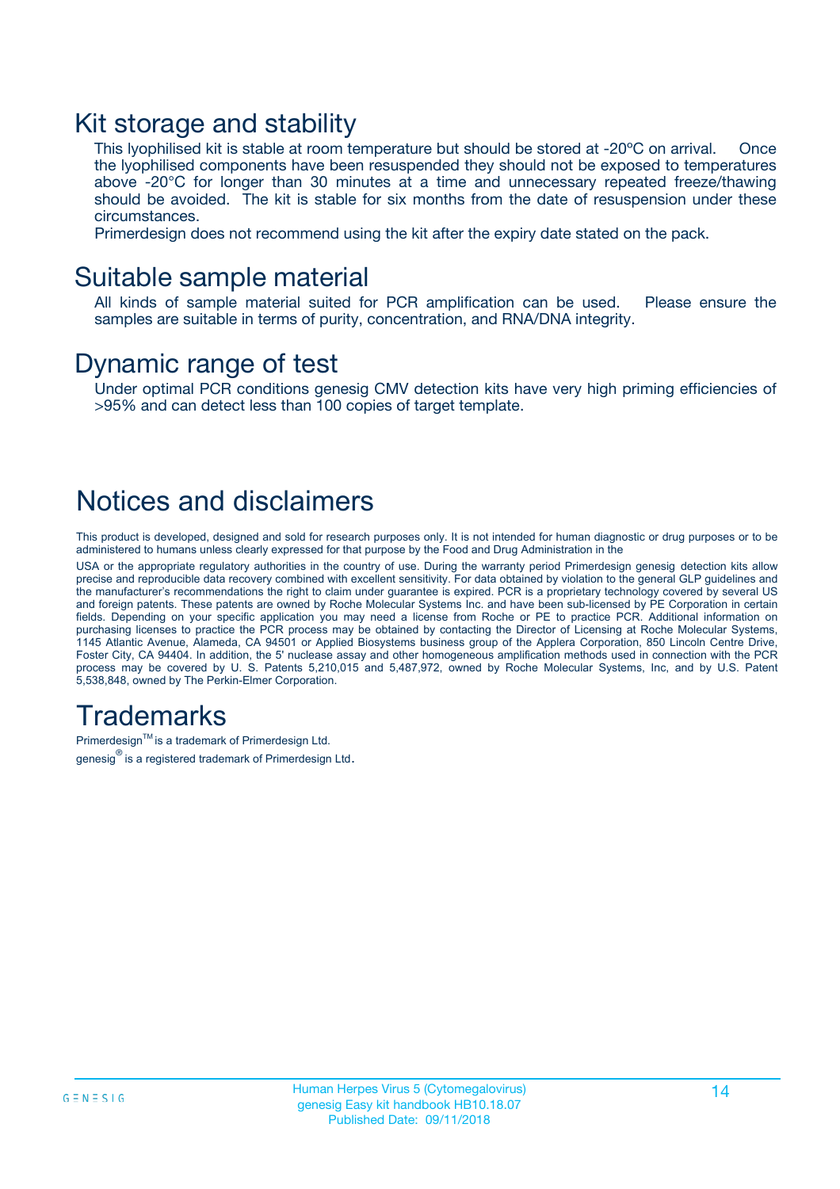# Kit storage and stability

This lyophilised kit is stable at room temperature but should be stored at -20ºC on arrival. Once the lyophilised components have been resuspended they should not be exposed to temperatures above -20°C for longer than 30 minutes at a time and unnecessary repeated freeze/thawing should be avoided. The kit is stable for six months from the date of resuspension under these circumstances.

Primerdesign does not recommend using the kit after the expiry date stated on the pack.

# Suitable sample material

All kinds of sample material suited for PCR amplification can be used. Please ensure the samples are suitable in terms of purity, concentration, and RNA/DNA integrity.

# Dynamic range of test

Under optimal PCR conditions genesig CMV detection kits have very high priming efficiencies of >95% and can detect less than 100 copies of target template.

# Notices and disclaimers

This product is developed, designed and sold for research purposes only. It is not intended for human diagnostic or drug purposes or to be administered to humans unless clearly expressed for that purpose by the Food and Drug Administration in the

USA or the appropriate regulatory authorities in the country of use. During the warranty period Primerdesign genesig detection kits allow precise and reproducible data recovery combined with excellent sensitivity. For data obtained by violation to the general GLP guidelines and the manufacturer's recommendations the right to claim under guarantee is expired. PCR is a proprietary technology covered by several US and foreign patents. These patents are owned by Roche Molecular Systems Inc. and have been sub-licensed by PE Corporation in certain fields. Depending on your specific application you may need a license from Roche or PE to practice PCR. Additional information on purchasing licenses to practice the PCR process may be obtained by contacting the Director of Licensing at Roche Molecular Systems, 1145 Atlantic Avenue, Alameda, CA 94501 or Applied Biosystems business group of the Applera Corporation, 850 Lincoln Centre Drive, Foster City, CA 94404. In addition, the 5' nuclease assay and other homogeneous amplification methods used in connection with the PCR process may be covered by U. S. Patents 5,210,015 and 5,487,972, owned by Roche Molecular Systems, Inc, and by U.S. Patent 5,538,848, owned by The Perkin-Elmer Corporation.

# Trademarks

Primerdesign™ is a trademark of Primerdesign Ltd.

genesig® is a registered trademark of Primerdesign Ltd.